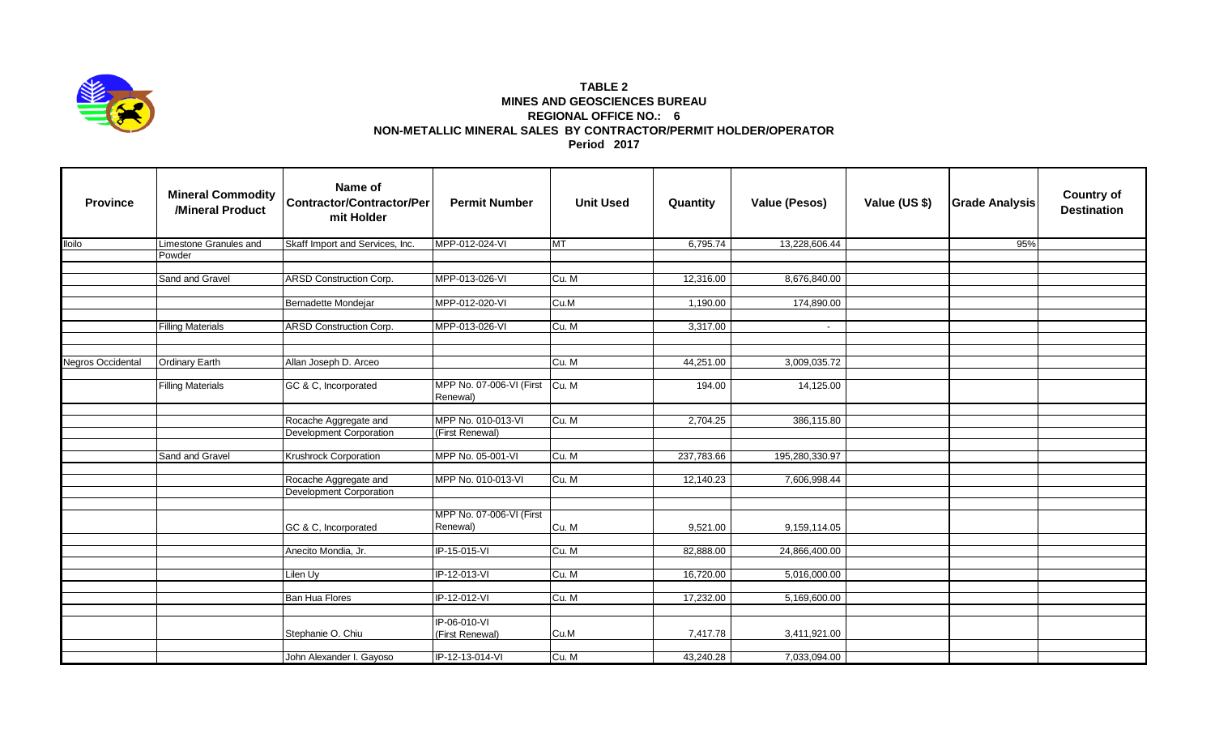**TABLE 2**
**MINES AND GEOSCIENCES BUREAU**
**REGIONAL OFFICE NO.: 6**
**NON-METALLIC MINERAL SALES BY CONTRACTOR/PERMIT HOLDER/OPERATOR**
**Period 2017**

| Province | Mineral Commodity /Mineral Product | Name of Contractor/Contractor/Permit Holder | Permit Number | Unit Used | Quantity | Value (Pesos) | Value (US $) | Grade Analysis | Country of Destination |
|---|---|---|---|---|---|---|---|---|---|
| Iloilo | Limestone Granules and Powder | Skaff Import and Services, Inc. | MPP-012-024-VI | MT | 6,795.74 | 13,228,606.44 | | 95% | |
| | Sand and Gravel | ARSD Construction Corp. | MPP-013-026-VI | Cu. M | 12,316.00 | 8,676,840.00 | | | |
| | | Bernadette Mondejar | MPP-012-020-VI | Cu.M | 1,190.00 | 174,890.00 | | | |
| | Filling Materials | ARSD Construction Corp. | MPP-013-026-VI | Cu. M | 3,317.00 | - | | | |
| Negros Occidental | Ordinary Earth | Allan Joseph D. Arceo | | Cu. M | 44,251.00 | 3,009,035.72 | | | |
| | Filling Materials | GC & C, Incorporated | MPP No. 07-006-VI (First Renewal) | Cu. M | 194.00 | 14,125.00 | | | |
| | | Rocache Aggregate and Development Corporation | MPP No. 010-013-VI (First Renewal) | Cu. M | 2,704.25 | 386,115.80 | | | |
| | Sand and Gravel | Krushrock Corporation | MPP No. 05-001-VI | Cu. M | 237,783.66 | 195,280,330.97 | | | |
| | | Rocache Aggregate and Development Corporation | MPP No. 010-013-VI | Cu. M | 12,140.23 | 7,606,998.44 | | | |
| | | GC & C, Incorporated | MPP No. 07-006-VI (First Renewal) | Cu. M | 9,521.00 | 9,159,114.05 | | | |
| | | Anecito Mondia, Jr. | IP-15-015-VI | Cu. M | 82,888.00 | 24,866,400.00 | | | |
| | | Lilen Uy | IP-12-013-VI | Cu. M | 16,720.00 | 5,016,000.00 | | | |
| | | Ban Hua Flores | IP-12-012-VI | Cu. M | 17,232.00 | 5,169,600.00 | | | |
| | | Stephanie O. Chiu | IP-06-010-VI (First Renewal) | Cu.M | 7,417.78 | 3,411,921.00 | | | |
| | | John Alexander I. Gayoso | IP-12-13-014-VI | Cu. M | 43,240.28 | 7,033,094.00 | | | |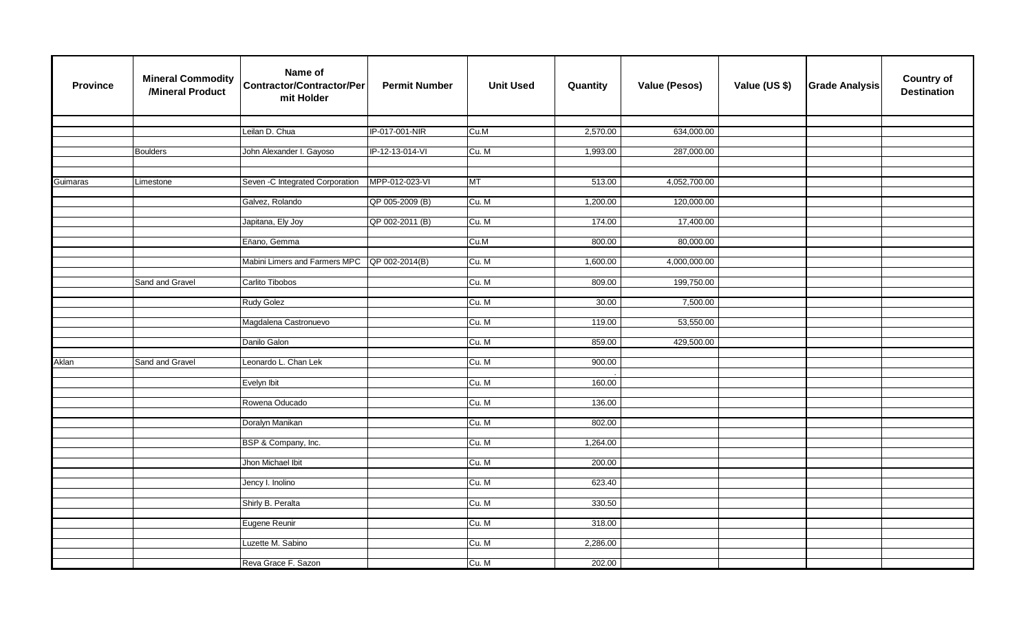| Province | Mineral Commodity /Mineral Product | Name of Contractor/Contractor/Permit Holder | Permit Number | Unit Used | Quantity | Value (Pesos) | Value (US $) | Grade Analysis | Country of Destination |
|---|---|---|---|---|---|---|---|---|---|
| | | Leilan D. Chua | IP-017-001-NIR | Cu.M | 2,570.00 | 634,000.00 | | | |
| | Boulders | John Alexander I. Gayoso | IP-12-13-014-VI | Cu. M | 1,993.00 | 287,000.00 | | | |
| Guimaras | Limestone | Seven -C Integrated Corporation | MPP-012-023-VI | MT | 513.00 | 4,052,700.00 | | | |
| | | Galvez, Rolando | QP 005-2009 (B) | Cu. M | 1,200.00 | 120,000.00 | | | |
| | | Japitana, Ely Joy | QP 002-2011 (B) | Cu. M | 174.00 | 17,400.00 | | | |
| | | Eñano, Gemma | | Cu.M | 800.00 | 80,000.00 | | | |
| | | Mabini Limers and Farmers MPC | QP 002-2014(B) | Cu. M | 1,600.00 | 4,000,000.00 | | | |
| | Sand and Gravel | Carlito Tibobos | | Cu. M | 809.00 | 199,750.00 | | | |
| | | Rudy Golez | | Cu. M | 30.00 | 7,500.00 | | | |
| | | Magdalena Castronuevo | | Cu. M | 119.00 | 53,550.00 | | | |
| | | Danilo Galon | | Cu. M | 859.00 | 429,500.00 | | | |
| Aklan | Sand and Gravel | Leonardo L. Chan Lek | | Cu. M | 900.00 | | | | |
| | | Evelyn Ibit | | Cu. M | 160.00 | | | | |
| | | Rowena Oducado | | Cu. M | 136.00 | | | | |
| | | Doralyn Manikan | | Cu. M | 802.00 | | | | |
| | | BSP & Company, Inc. | | Cu. M | 1,264.00 | | | | |
| | | Jhon Michael Ibit | | Cu. M | 200.00 | | | | |
| | | Jency I. Inolino | | Cu. M | 623.40 | | | | |
| | | Shirly B. Peralta | | Cu. M | 330.50 | | | | |
| | | Eugene Reunir | | Cu. M | 318.00 | | | | |
| | | Luzette M. Sabino | | Cu. M | 2,286.00 | | | | |
| | | Reva Grace F. Sazon | | Cu. M | 202.00 | | | | |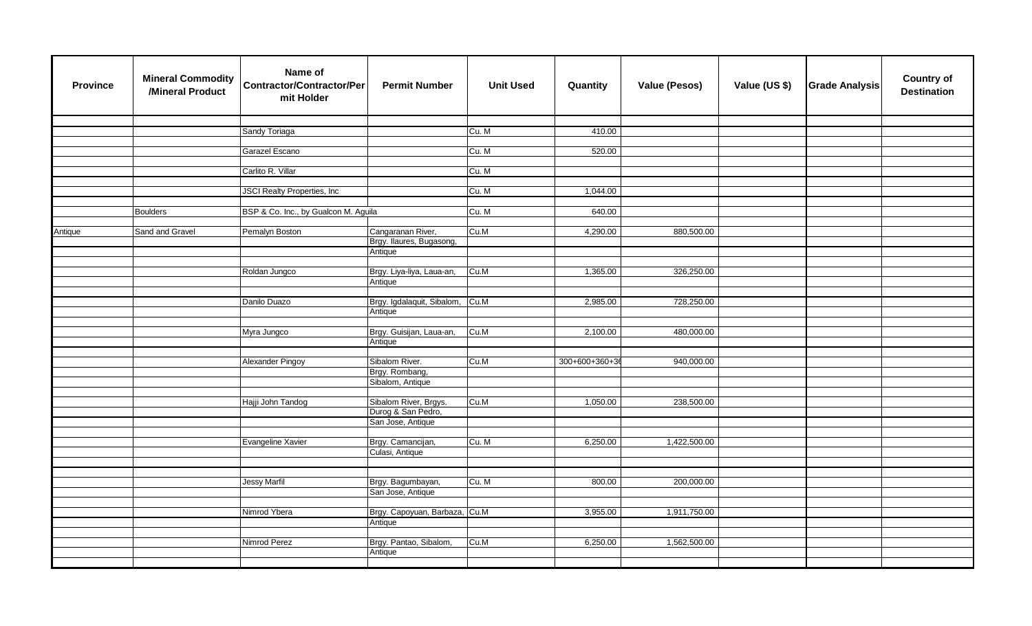| Province | Mineral Commodity /Mineral Product | Name of Contractor/Contractor/Permit Holder | Permit Number | Unit Used | Quantity | Value (Pesos) | Value (US $) | Grade Analysis | Country of Destination |
|---|---|---|---|---|---|---|---|---|---|
| | | | | | | | | | |
| | | Sandy Toriaga | | Cu. M | 410.00 | | | | |
| | | Garazel Escano | | Cu. M | 520.00 | | | | |
| | | Carlito R. Villar | | Cu. M | | | | | |
| | | JSCI Realty Properties, Inc | | Cu. M | 1,044.00 | | | | |
| | Boulders | BSP & Co. Inc., by Gualcon M. Aguila | | Cu. M | 640.00 | | | | |
| Antique | Sand and Gravel | Pemalyn Boston | Cangaranan River, Brgy. Ilaures, Bugasong, Antique | Cu.M | 4,290.00 | 880,500.00 | | | |
| | | Roldan Jungco | Brgy. Liya-liya, Laua-an, Antique | Cu.M | 1,365.00 | 326,250.00 | | | |
| | | Danilo Duazo | Brgy. Igdalaquit, Sibalom, Antique | Cu.M | 2,985.00 | 728,250.00 | | | |
| | | Myra Jungco | Brgy. Guisijan, Laua-an, Antique | Cu.M | 2,100.00 | 480,000.00 | | | |
| | | Alexander Pingoy | Sibalom River. Brgy. Rombang, Sibalom, Antique | Cu.M | 300+600+360+36 | 940,000.00 | | | |
| | | Hajji John Tandog | Sibalom River, Brgys. Durog & San Pedro, San Jose, Antique | Cu.M | 1,050.00 | 238,500.00 | | | |
| | | Evangeline Xavier | Brgy. Camancijan, Culasi, Antique | Cu. M | 6,250.00 | 1,422,500.00 | | | |
| | | Jessy Marfil | Brgy. Bagumbayan, San Jose, Antique | Cu. M | 800.00 | 200,000.00 | | | |
| | | Nimrod Ybera | Brgy. Capoyuan, Barbaza, Antique | Cu.M | 3,955.00 | 1,911,750.00 | | | |
| | | Nimrod Perez | Brgy. Pantao, Sibalom, Antique | Cu.M | 6,250.00 | 1,562,500.00 | | | |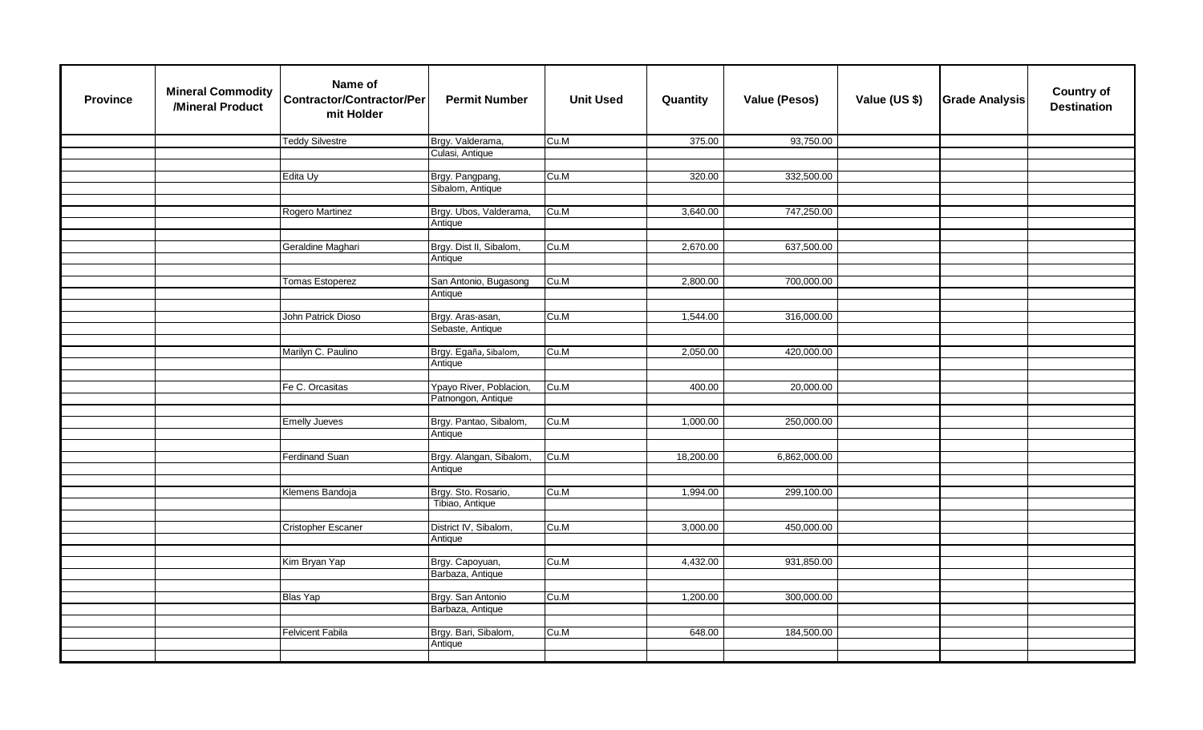| Province | Mineral Commodity /Mineral Product | Name of Contractor/Contractor/Permit Holder | Permit Number | Unit Used | Quantity | Value (Pesos) | Value (US $) | Grade Analysis | Country of Destination |
|---|---|---|---|---|---|---|---|---|---|
| | | Teddy Silvestre | Brgy. Valderama, Culasi, Antique | Cu.M | 375.00 | 93,750.00 | | | |
| | | Edita Uy | Brgy. Pangpang, Sibalom, Antique | Cu.M | 320.00 | 332,500.00 | | | |
| | | Rogero Martinez | Brgy. Ubos, Valderama, Antique | Cu.M | 3,640.00 | 747,250.00 | | | |
| | | Geraldine Maghari | Brgy. Dist II, Sibalom, Antique | Cu.M | 2,670.00 | 637,500.00 | | | |
| | | Tomas Estoperez | San Antonio, Bugasong Antique | Cu.M | 2,800.00 | 700,000.00 | | | |
| | | John Patrick Dioso | Brgy. Aras-asan, Sebaste, Antique | Cu.M | 1,544.00 | 316,000.00 | | | |
| | | Marilyn C. Paulino | Brgy. Egaña, Sibalom, Antique | Cu.M | 2,050.00 | 420,000.00 | | | |
| | | Fe C. Orcasitas | Ypayo River, Poblacion, Patnongon, Antique | Cu.M | 400.00 | 20,000.00 | | | |
| | | Emelly Jueves | Brgy. Pantao, Sibalom, Antique | Cu.M | 1,000.00 | 250,000.00 | | | |
| | | Ferdinand Suan | Brgy. Alangan, Sibalom, Antique | Cu.M | 18,200.00 | 6,862,000.00 | | | |
| | | Klemens Bandoja | Brgy. Sto. Rosario, Tibiao, Antique | Cu.M | 1,994.00 | 299,100.00 | | | |
| | | Cristopher Escaner | District IV, Sibalom, Antique | Cu.M | 3,000.00 | 450,000.00 | | | |
| | | Kim Bryan Yap | Brgy. Capoyuan, Barbaza, Antique | Cu.M | 4,432.00 | 931,850.00 | | | |
| | | Blas Yap | Brgy. San Antonio Barbaza, Antique | Cu.M | 1,200.00 | 300,000.00 | | | |
| | | Felvicent Fabila | Brgy. Bari, Sibalom, Antique | Cu.M | 648.00 | 184,500.00 | | | |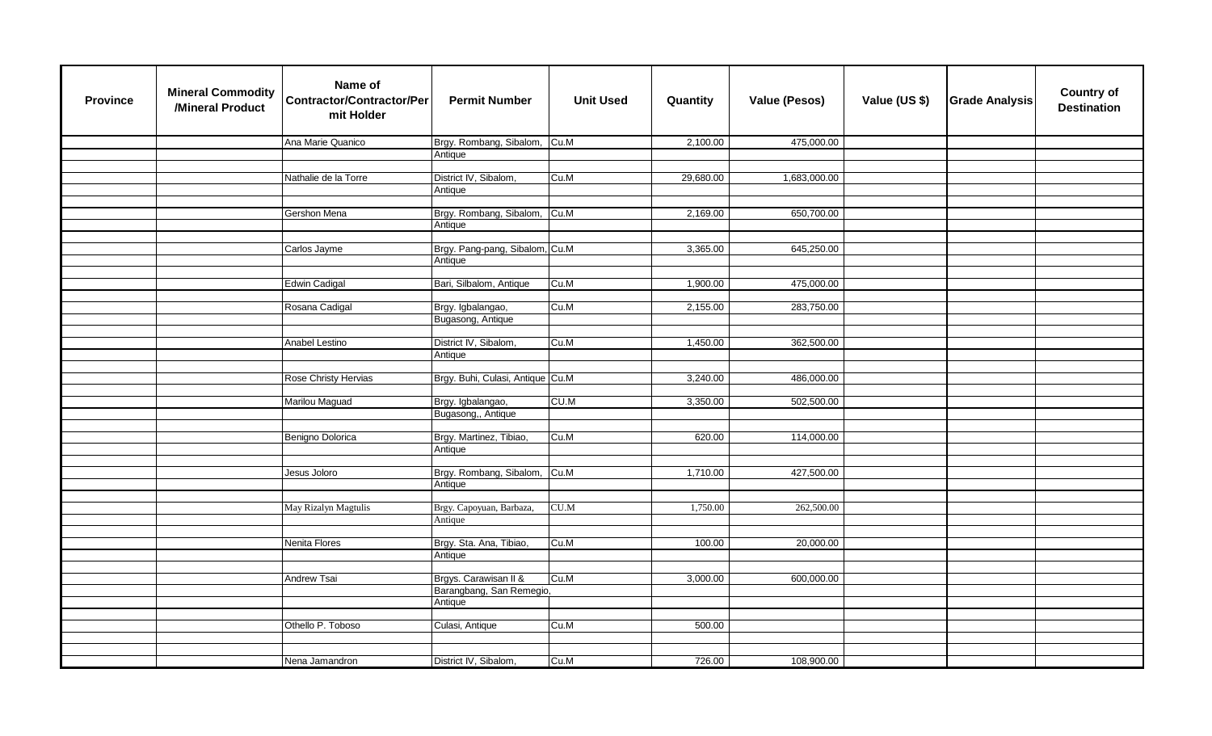| Province | Mineral Commodity /Mineral Product | Name of Contractor/Contractor/Permit Holder | Permit Number | Unit Used | Quantity | Value (Pesos) | Value (US $) | Grade Analysis | Country of Destination |
|---|---|---|---|---|---|---|---|---|---|
| | | Ana Marie Quanico | Brgy. Rombang, Sibalom, Antique | Cu.M | 2,100.00 | 475,000.00 | | | |
| | | Nathalie de la Torre | District IV, Sibalom, Antique | Cu.M | 29,680.00 | 1,683,000.00 | | | |
| | | Gershon Mena | Brgy. Rombang, Sibalom, Antique | Cu.M | 2,169.00 | 650,700.00 | | | |
| | | Carlos Jayme | Brgy. Pang-pang, Sibalom, Antique | Cu.M | 3,365.00 | 645,250.00 | | | |
| | | Edwin Cadigal | Bari, Silbalom, Antique | Cu.M | 1,900.00 | 475,000.00 | | | |
| | | Rosana Cadigal | Brgy. Igbalangao, Bugasong, Antique | Cu.M | 2,155.00 | 283,750.00 | | | |
| | | Anabel Lestino | District IV, Sibalom, Antique | Cu.M | 1,450.00 | 362,500.00 | | | |
| | | Rose Christy Hervias | Brgy. Buhi, Culasi, Antique | Cu.M | 3,240.00 | 486,000.00 | | | |
| | | Marilou Maguad | Brgy. Igbalangao, Bugasong,, Antique | CU.M | 3,350.00 | 502,500.00 | | | |
| | | Benigno Dolorica | Brgy. Martinez, Tibiao, Antique | Cu.M | 620.00 | 114,000.00 | | | |
| | | Jesus Joloro | Brgy. Rombang, Sibalom, Antique | Cu.M | 1,710.00 | 427,500.00 | | | |
| | | May Rizalyn Magtulis | Brgy. Capoyuan, Barbaza, Antique | CU.M | 1,750.00 | 262,500.00 | | | |
| | | Nenita Flores | Brgy. Sta. Ana, Tibiao, Antique | Cu.M | 100.00 | 20,000.00 | | | |
| | | Andrew Tsai | Brgys. Carawisan II & Barangbang, San Remegio, Antique | Cu.M | 3,000.00 | 600,000.00 | | | |
| | | Othello P. Toboso | Culasi, Antique | Cu.M | 500.00 | | | | |
| | | Nena Jamandron | District IV, Sibalom, | Cu.M | 726.00 | 108,900.00 | | | |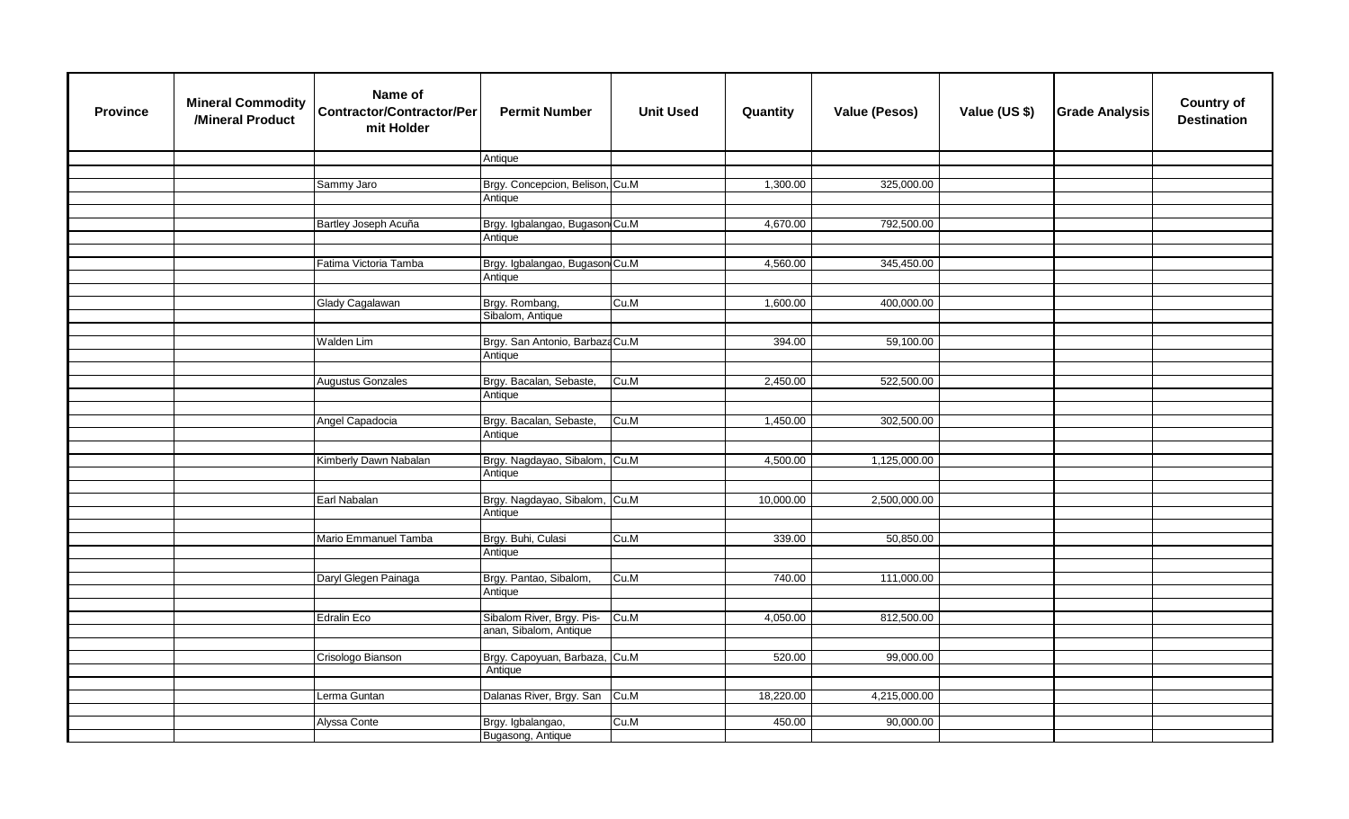| Province | Mineral Commodity /Mineral Product | Name of Contractor/Contractor/Permit Holder | Permit Number | Unit Used | Quantity | Value (Pesos) | Value (US $) | Grade Analysis | Country of Destination |
|---|---|---|---|---|---|---|---|---|---|
| | | | Antique | | | | | | |
| | | Sammy Jaro | Brgy. Concepcion, Belison, Antique | Cu.M | 1,300.00 | 325,000.00 | | | |
| | | Bartley Joseph Acuña | Brgy. Igbalangao, Bugasong, Antique | Cu.M | 4,670.00 | 792,500.00 | | | |
| | | Fatima Victoria Tamba | Brgy. Igbalangao, Bugasong, Antique | Cu.M | 4,560.00 | 345,450.00 | | | |
| | | Glady Cagalawan | Brgy. Rombang, Sibalom, Antique | Cu.M | 1,600.00 | 400,000.00 | | | |
| | | Walden Lim | Brgy. San Antonio, Barbaza, Antique | Cu.M | 394.00 | 59,100.00 | | | |
| | | Augustus Gonzales | Brgy. Bacalan, Sebaste, Antique | Cu.M | 2,450.00 | 522,500.00 | | | |
| | | Angel Capadocia | Brgy. Bacalan, Sebaste, Antique | Cu.M | 1,450.00 | 302,500.00 | | | |
| | | Kimberly Dawn Nabalan | Brgy. Nagdayao, Sibalom, Antique | Cu.M | 4,500.00 | 1,125,000.00 | | | |
| | | Earl Nabalan | Brgy. Nagdayao, Sibalom, Antique | Cu.M | 10,000.00 | 2,500,000.00 | | | |
| | | Mario Emmanuel Tamba | Brgy. Buhi, Culasi Antique | Cu.M | 339.00 | 50,850.00 | | | |
| | | Daryl Glegen Painaga | Brgy. Pantao, Sibalom, Antique | Cu.M | 740.00 | 111,000.00 | | | |
| | | Edralin Eco | Sibalom River, Brgy. Pis-anan, Sibalom, Antique | Cu.M | 4,050.00 | 812,500.00 | | | |
| | | Crisologo Bianson | Brgy. Capoyuan, Barbaza, Antique | Cu.M | 520.00 | 99,000.00 | | | |
| | | Lerma Guntan | Dalanas River, Brgy. San | Cu.M | 18,220.00 | 4,215,000.00 | | | |
| | | Alyssa Conte | Brgy. Igbalangao, Bugasong, Antique | Cu.M | 450.00 | 90,000.00 | | | |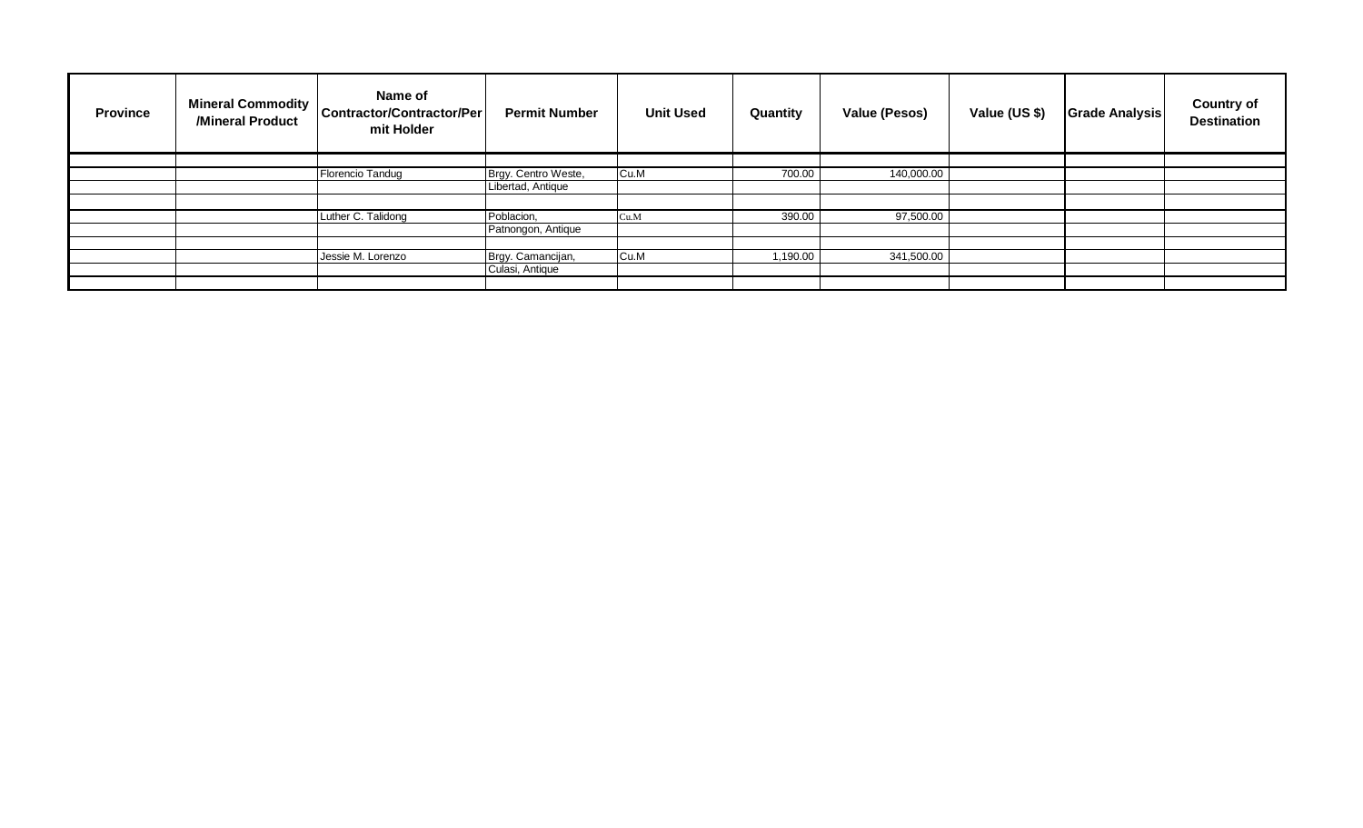| Province | Mineral Commodity /Mineral Product | Name of Contractor/Contractor/Permit Holder | Permit Number | Unit Used | Quantity | Value (Pesos) | Value (US $) | Grade Analysis | Country of Destination |
|---|---|---|---|---|---|---|---|---|---|
| | | | | | | | | | |
| | | Florencio Tandug | Brgy. Centro Weste, | Cu.M | 700.00 | 140,000.00 | | | |
| | | | Libertad, Antique | | | | | | |
| | | | | | | | | | |
| | | Luther C. Talidong | Poblacion, | Cu.M | 390.00 | 97,500.00 | | | |
| | | | Patnongon, Antique | | | | | | |
| | | | | | | | | | |
| | | Jessie M. Lorenzo | Brgy. Camancijan, | Cu.M | 1,190.00 | 341,500.00 | | | |
| | | | Culasi, Antique | | | | | | |
| | | | | | | | | | |